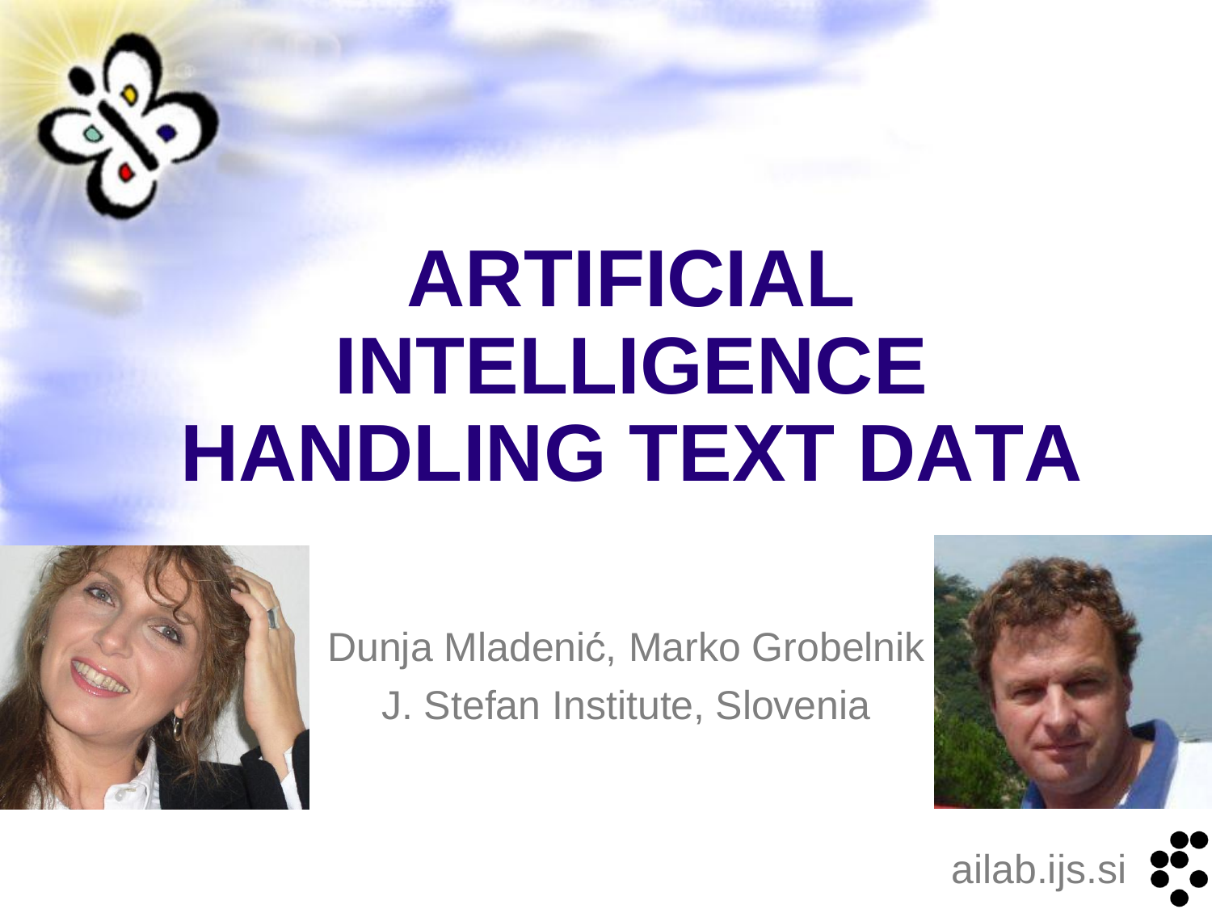# ARTIFICIAL INTELLIGENCE HANDLING TEXT DATA

Dunja Mladenić, Marko Grobelnik

J. Stefan Institute, Slovenia

ailab.ijs.si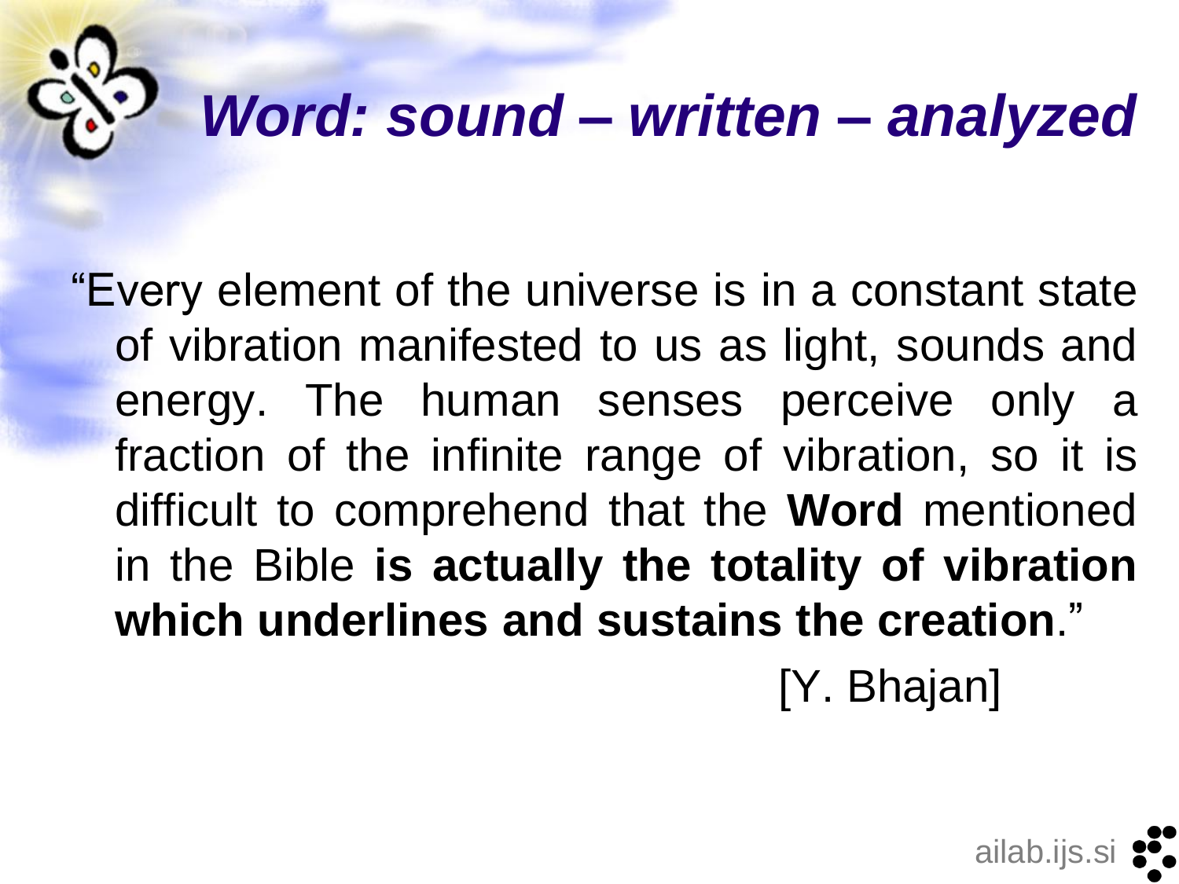# *Word: sound – written – analyzed*

"Every element of the universe is in a constant state of vibration manifested to us as light, sounds and energy. The human senses perceive only a fraction of the infinite range of vibration, so it is difficult to comprehend that the **Word** mentioned in the Bible **is actually the totality of vibration which underlines and sustains the creation**."

[Y. Bhajan]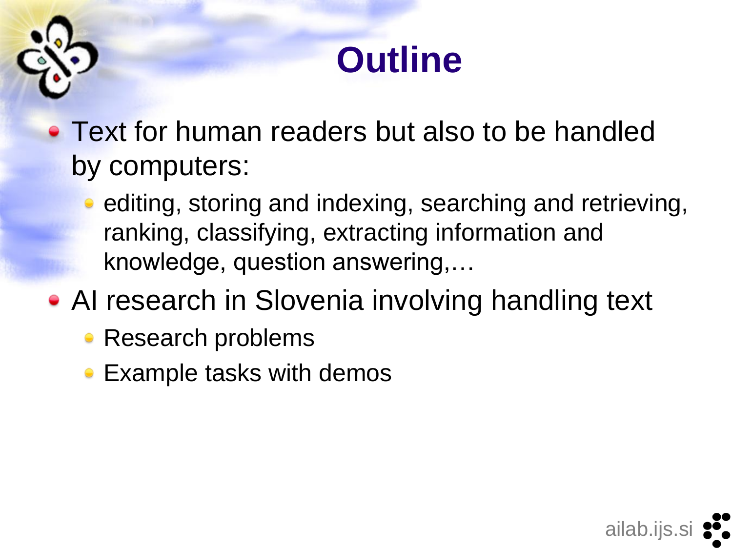# Outline

- Text for human readers but also to be handled by computers:
  - editing, storing and indexing, searching and retrieving, ranking, classifying, extracting information and knowledge, question answering,…
- AI research in Slovenia involving handling text
  - Research problems
  - Example tasks with demos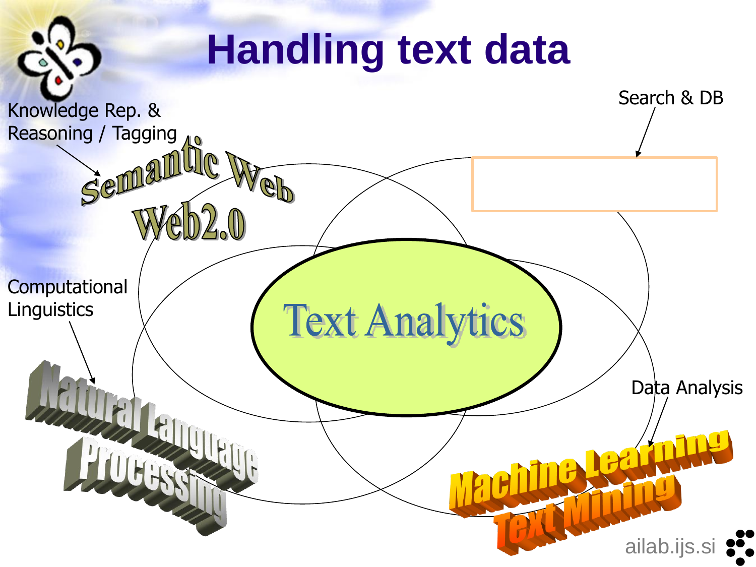# Handling text data

Knowledge Rep. & Reasoning / Tagging

Semantic Web

Web2.0

Search & DB

Computational Linguistics

Text Analytics

Natural Language Processing

Data Analysis

Machine Learning

Text Mining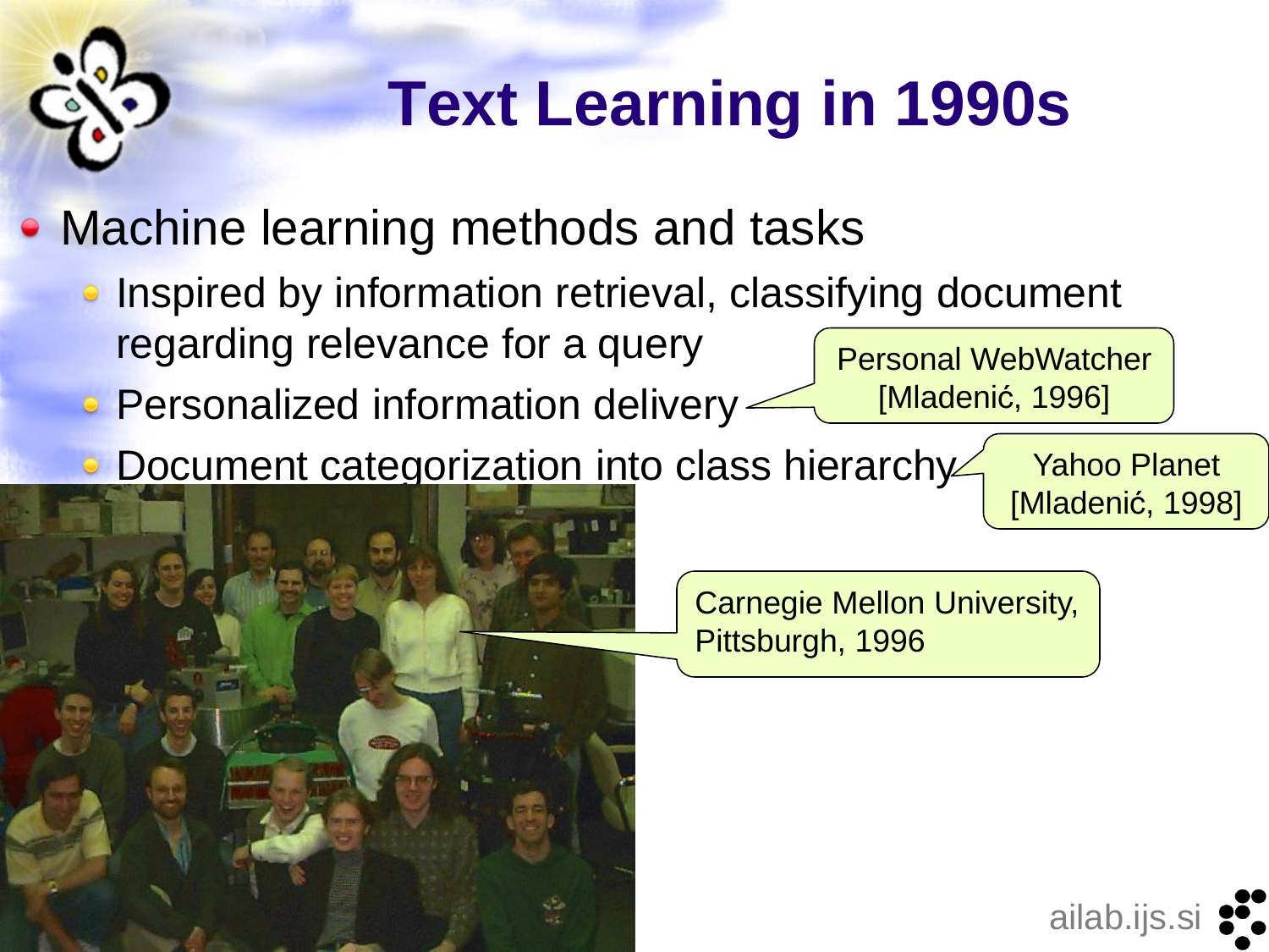# Text Learning in 1990s

- Machine learning methods and tasks
  - Inspired by information retrieval, classifying document regarding relevance for a query
  - Personalized information delivery
  - Document categorization into class hierarchy

Personal WebWatcher [Mladenić, 1996]

Yahoo Planet [Mladenić, 1998]

Carnegie Mellon University, Pittsburgh, 1996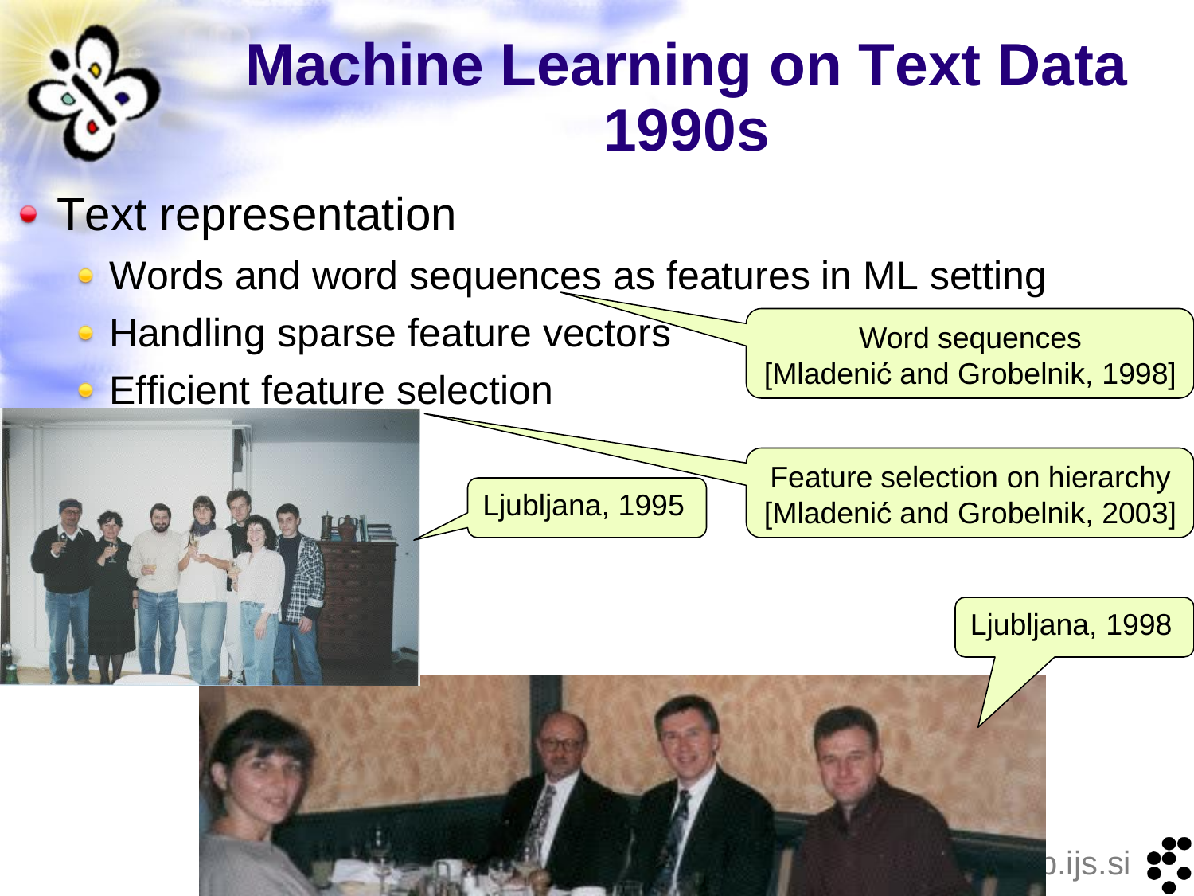# Machine Learning on Text Data 1990s

- Text representation
  - Words and word sequences as features in ML setting
  - Handling sparse feature vectors
  - Efficient feature selection

Word sequences [Mladenić and Grobelnik, 1998]

Feature selection on hierarchy [Mladenić and Grobelnik, 2003]

Ljubljana, 1995

Ljubljana, 1998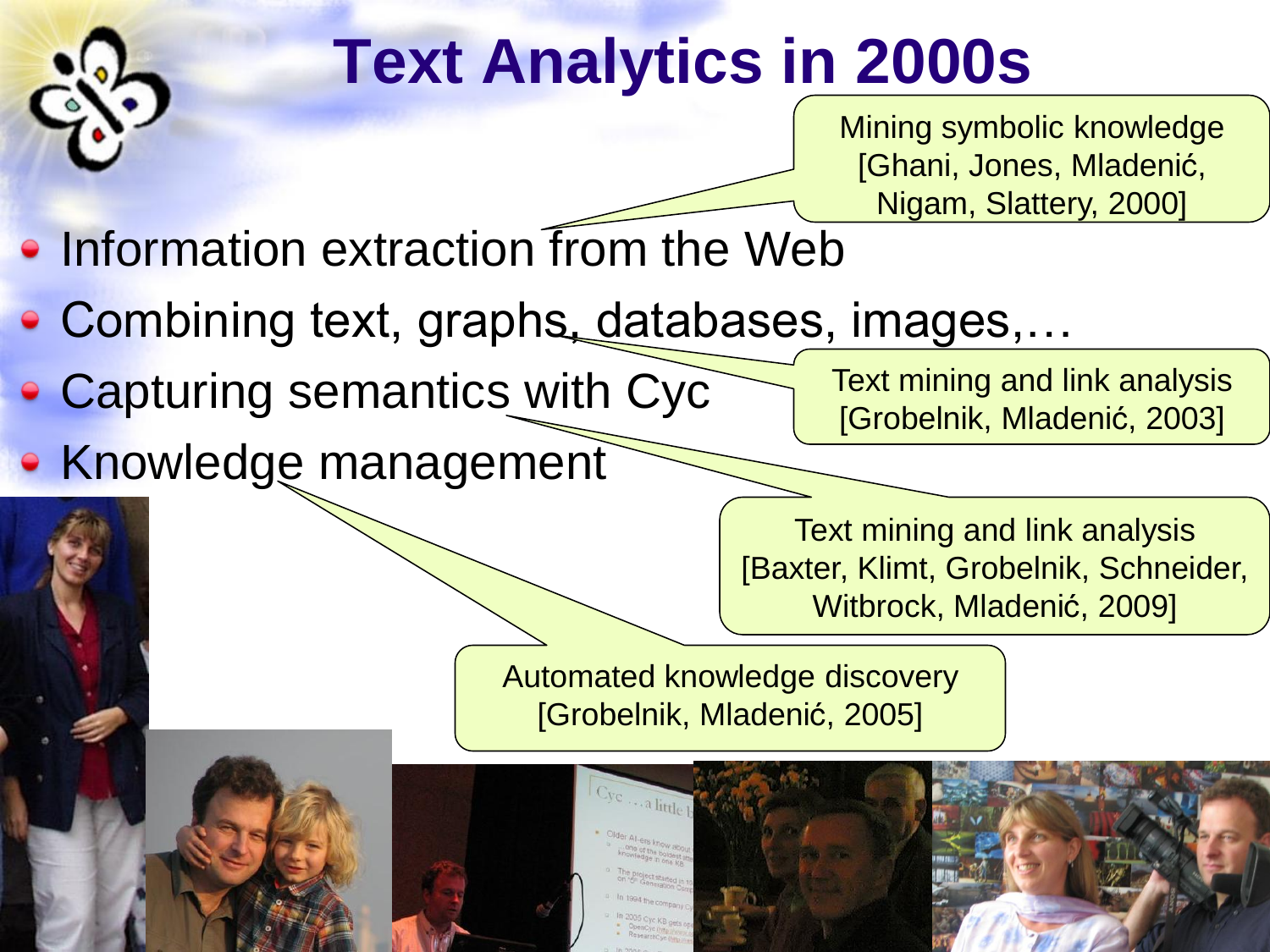# Text Analytics in 2000s

- Information extraction from the Web
- Combining text, graphs, databases, images,…
- Capturing semantics with Cyc
- Knowledge management

Mining symbolic knowledge [Ghani, Jones, Mladenić, Nigam, Slattery, 2000]

Text mining and link analysis [Grobelnik, Mladenić, 2003]

Text mining and link analysis [Baxter, Klimt, Grobelnik, Schneider, Witbrock, Mladenić, 2009]

Automated knowledge discovery [Grobelnik, Mladenić, 2005]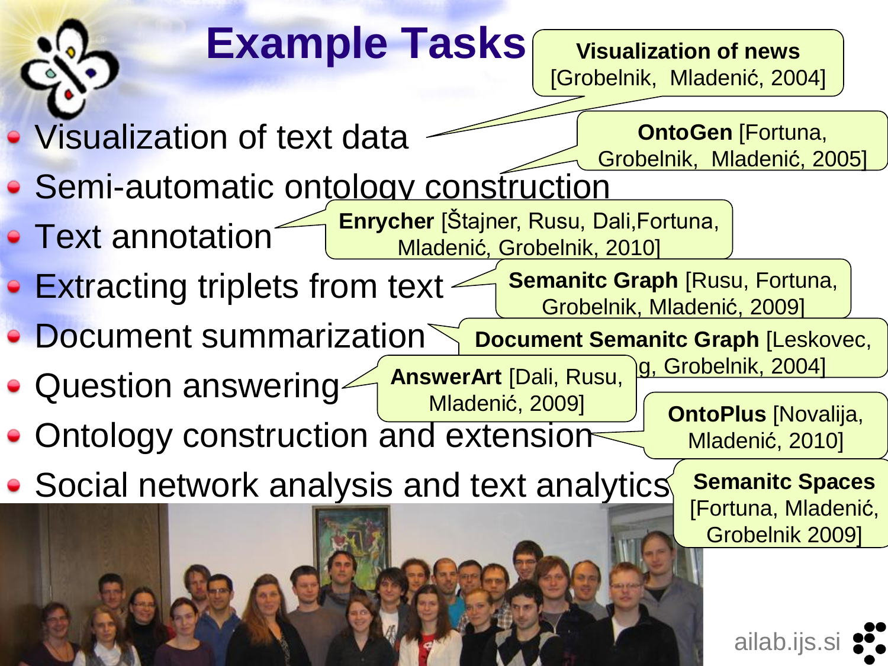# Example Tasks

- Visualization of text data
- Semi-automatic ontology construction
- Text annotation
- Extracting triplets from text
- Document summarization
- Question answering
- Ontology construction and extension
- Social network analysis and text analytics

**Visualization of news** [Grobelnik, Mladenić, 2004]

**OntoGen** [Fortuna, Grobelnik, Mladenić, 2005]

**Enrycher** [Štajner, Rusu, Dali,Fortuna, Mladenić, Grobelnik, 2010]

**Semanitc Graph** [Rusu, Fortuna, Grobelnik, Mladenić, 2009]

**Document Semanitc Graph** [Leskovec, ...g, Grobelnik, 2004]

**AnswerArt** [Dali, Rusu, Mladenić, 2009]

**OntoPlus** [Novalija, Mladenić, 2010]

**Semanitc Spaces** [Fortuna, Mladenić, Grobelnik 2009]

ailab.ijs.si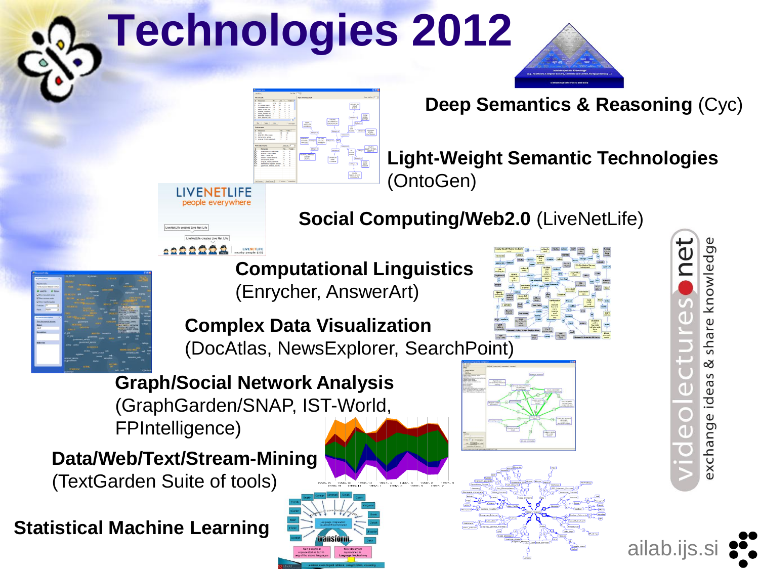# Technologies 2012

**Deep Semantics & Reasoning** (Cyc)

**Light-Weight Semantic Technologies** (OntoGen)

**Social Computing/Web2.0** (LiveNetLife)

**Computational Linguistics** (Enrycher, AnswerArt)

**Complex Data Visualization** (DocAtlas, NewsExplorer, SearchPoint)

**Graph/Social Network Analysis** (GraphGarden/SNAP, IST-World, FPIntelligence)

**Data/Web/Text/Stream-Mining** (TextGarden Suite of tools)

**Statistical Machine Learning**

videolectures.net exchange ideas & share knowledge

ailab.ijs.si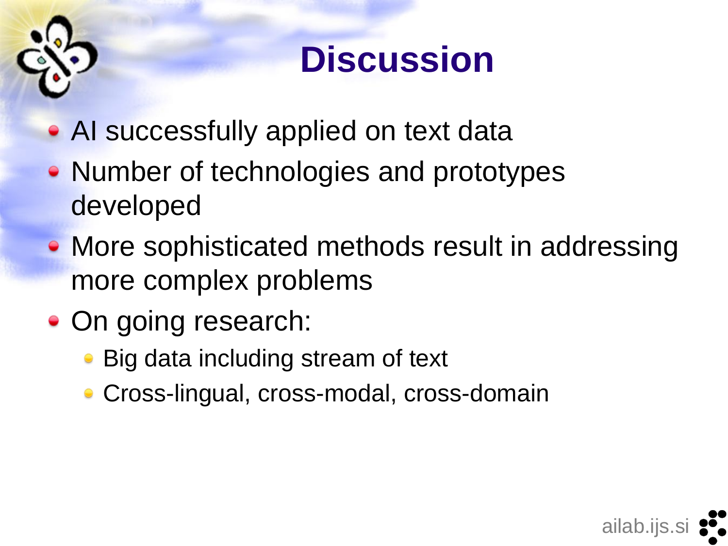# Discussion

- AI successfully applied on text data
- Number of technologies and prototypes developed
- More sophisticated methods result in addressing more complex problems
- On going research:
  - Big data including stream of text
  - Cross-lingual, cross-modal, cross-domain